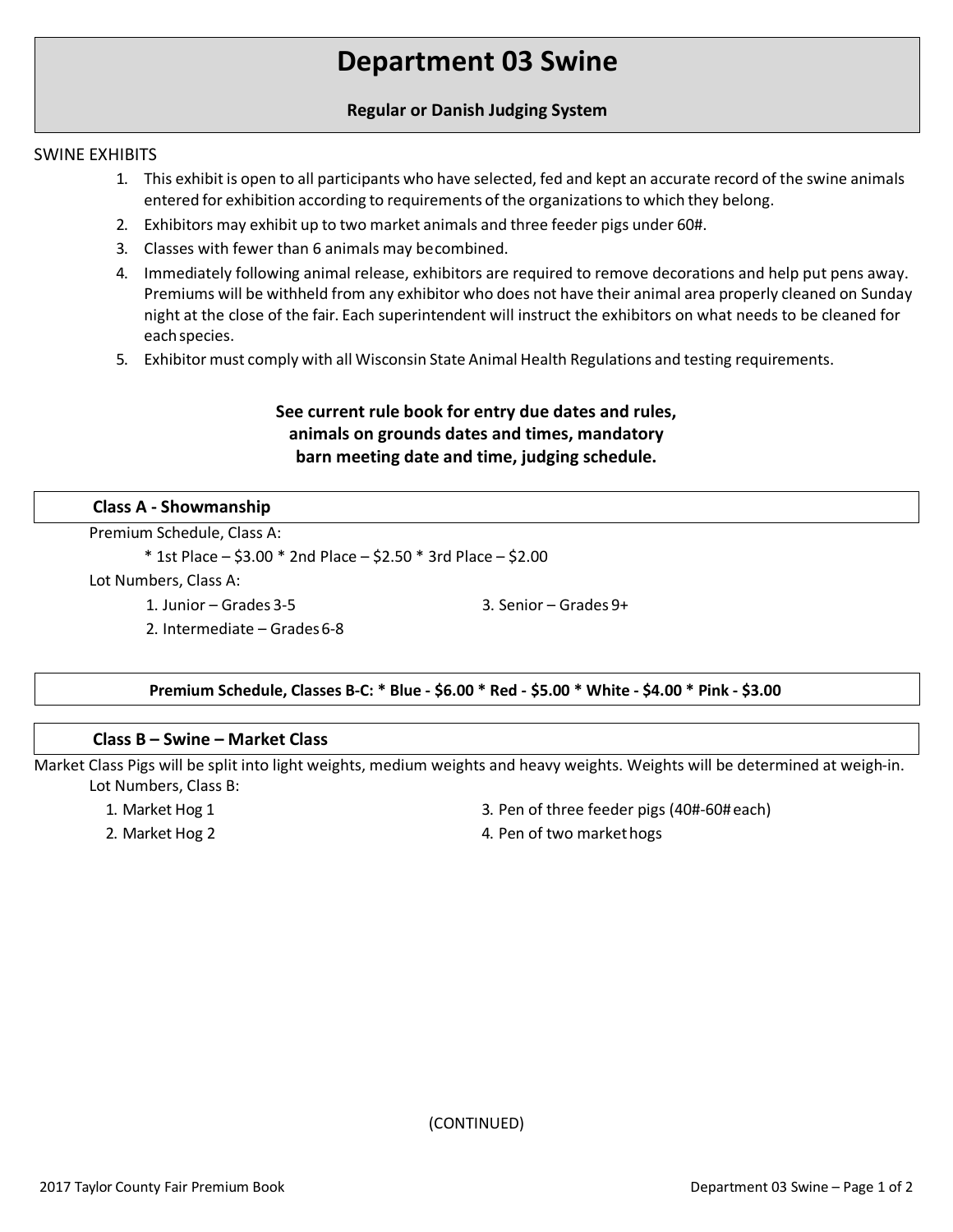# Department 03 Swine

**Regular or Danish Judging System**

SWINE EXHIBITS

1. This exhibit is open to all participants who have selected, fed and kept an accurate record of the swine animals entered for exhibition according to requirements of the organizations to which they belong.
2. Exhibitors may exhibit up to two market animals and three feeder pigs under 60#.
3. Classes with fewer than 6 animals may be combined.
4. Immediately following animal release, exhibitors are required to remove decorations and help put pens away. Premiums will be withheld from any exhibitor who does not have their animal area properly cleaned on Sunday night at the close of the fair. Each superintendent will instruct the exhibitors on what needs to be cleaned for each species.
5. Exhibitor must comply with all Wisconsin State Animal Health Regulations and testing requirements.

**See current rule book for entry due dates and rules, animals on grounds dates and times, mandatory barn meeting date and time, judging schedule.**

## Class A - Showmanship

Premium Schedule, Class A:

* 1st Place – $3.00 * 2nd Place – $2.50 * 3rd Place – $2.00

Lot Numbers, Class A:

1. Junior – Grades 3-5
2. Intermediate – Grades 6-8
3. Senior – Grades 9+

**Premium Schedule, Classes B-C: * Blue - $6.00 * Red - $5.00 * White - $4.00 * Pink - $3.00**

## Class B – Swine – Market Class

Market Class Pigs will be split into light weights, medium weights and heavy weights. Weights will be determined at weigh-in.

Lot Numbers, Class B:

1. Market Hog 1
2. Market Hog 2
3. Pen of three feeder pigs (40#-60# each)
4. Pen of two market hogs

(CONTINUED)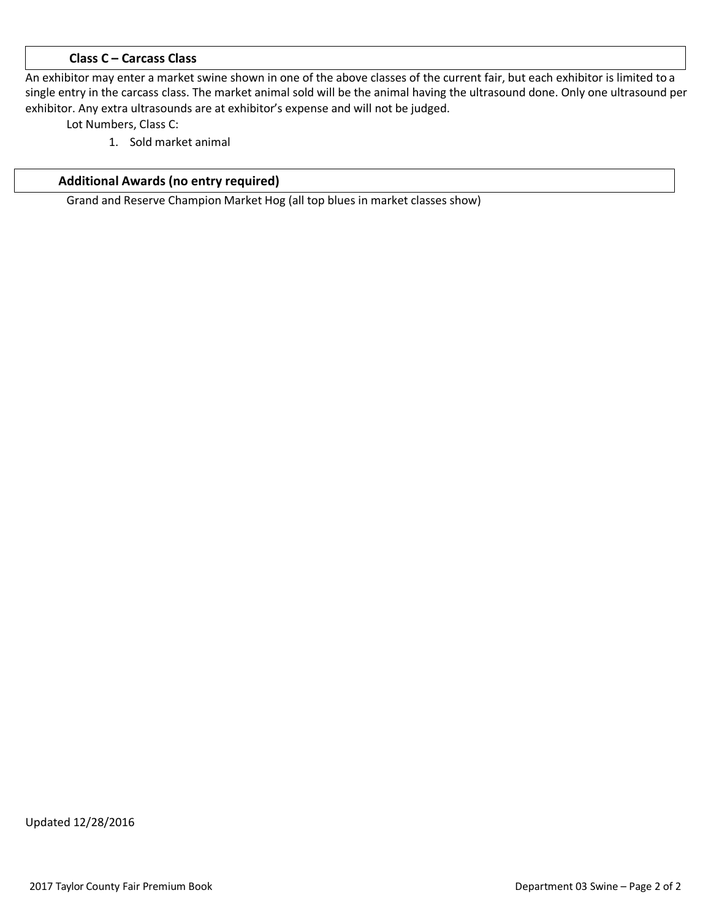### Class C – Carcass Class

An exhibitor may enter a market swine shown in one of the above classes of the current fair, but each exhibitor is limited to a single entry in the carcass class. The market animal sold will be the animal having the ultrasound done. Only one ultrasound per exhibitor. Any extra ultrasounds are at exhibitor's expense and will not be judged.

Lot Numbers, Class C:

1. Sold market animal

### Additional Awards (no entry required)

Grand and Reserve Champion Market Hog (all top blues in market classes show)

Updated 12/28/2016